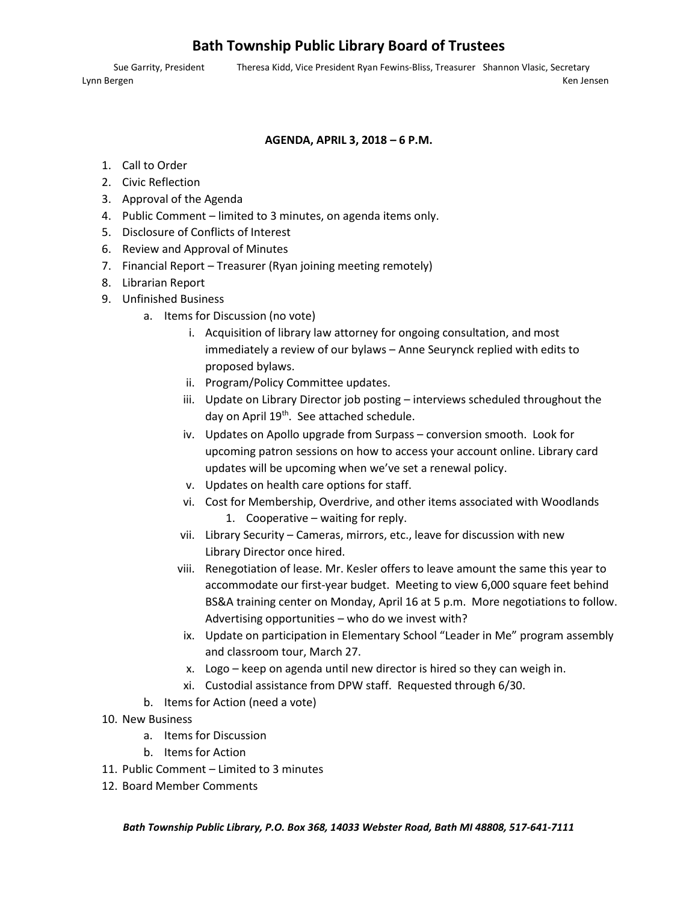# Bath Township Public Library Board of Trustees

Sue Garrity, President  Theresa Kidd, Vice President  Ryan Fewins-Bliss, Treasurer  Shannon Vlasic, Secretary
Lynn Bergen  Ken Jensen

**AGENDA, APRIL 3, 2018 – 6 P.M.**

1. Call to Order
2. Civic Reflection
3. Approval of the Agenda
4. Public Comment – limited to 3 minutes, on agenda items only.
5. Disclosure of Conflicts of Interest
6. Review and Approval of Minutes
7. Financial Report – Treasurer (Ryan joining meeting remotely)
8. Librarian Report
9. Unfinished Business
    a. Items for Discussion (no vote)
        i. Acquisition of library law attorney for ongoing consultation, and most immediately a review of our bylaws – Anne Seurynck replied with edits to proposed bylaws.
        ii. Program/Policy Committee updates.
        iii. Update on Library Director job posting – interviews scheduled throughout the day on April 19th. See attached schedule.
        iv. Updates on Apollo upgrade from Surpass – conversion smooth. Look for upcoming patron sessions on how to access your account online. Library card updates will be upcoming when we've set a renewal policy.
        v. Updates on health care options for staff.
        vi. Cost for Membership, Overdrive, and other items associated with Woodlands
            1. Cooperative – waiting for reply.
        vii. Library Security – Cameras, mirrors, etc., leave for discussion with new Library Director once hired.
        viii. Renegotiation of lease. Mr. Kesler offers to leave amount the same this year to accommodate our first-year budget. Meeting to view 6,000 square feet behind BS&A training center on Monday, April 16 at 5 p.m. More negotiations to follow. Advertising opportunities – who do we invest with?
        ix. Update on participation in Elementary School "Leader in Me" program assembly and classroom tour, March 27.
        x. Logo – keep on agenda until new director is hired so they can weigh in.
        xi. Custodial assistance from DPW staff. Requested through 6/30.
    b. Items for Action (need a vote)
10. New Business
    a. Items for Discussion
    b. Items for Action
11. Public Comment – Limited to 3 minutes
12. Board Member Comments

*Bath Township Public Library, P.O. Box 368, 14033 Webster Road, Bath MI 48808, 517-641-7111*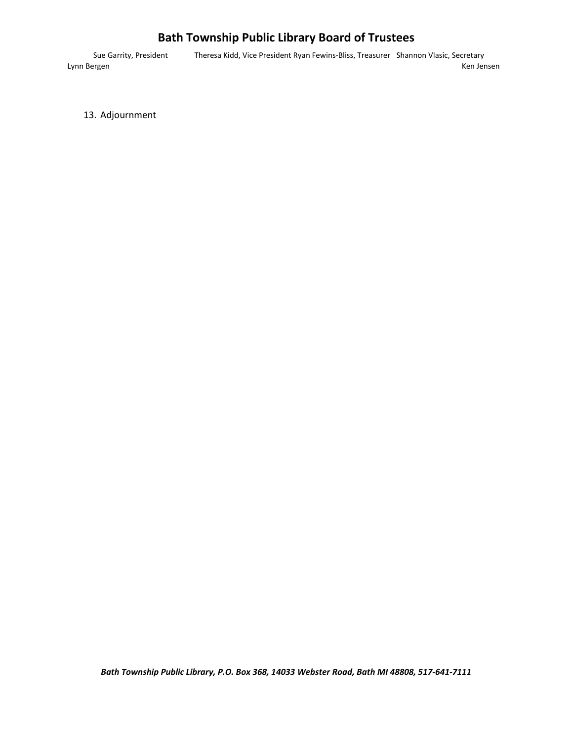13. Adjournment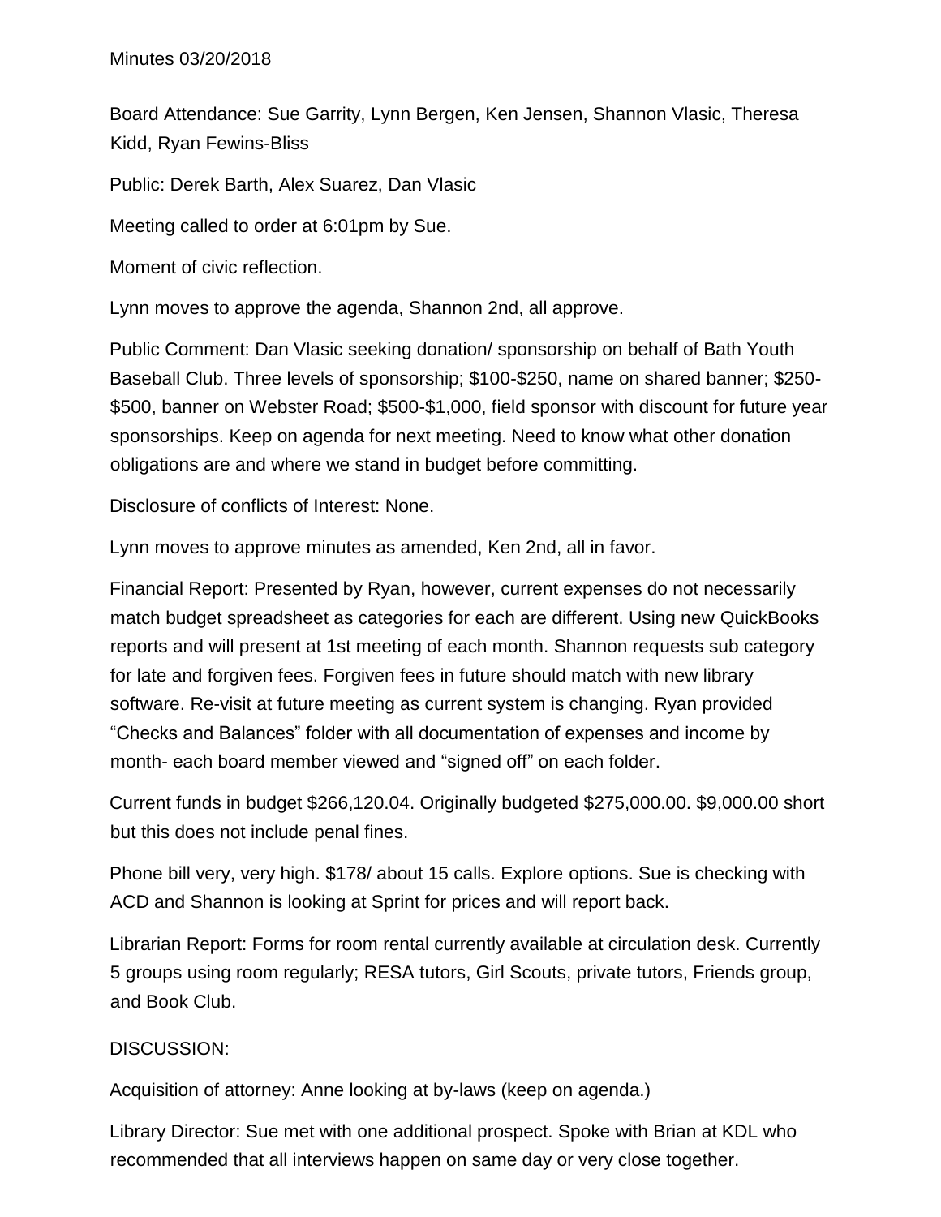Minutes 03/20/2018

Board Attendance: Sue Garrity, Lynn Bergen, Ken Jensen, Shannon Vlasic, Theresa Kidd, Ryan Fewins-Bliss

Public: Derek Barth, Alex Suarez, Dan Vlasic

Meeting called to order at 6:01pm by Sue.

Moment of civic reflection.

Lynn moves to approve the agenda, Shannon 2nd, all approve.

Public Comment: Dan Vlasic seeking donation/ sponsorship on behalf of Bath Youth Baseball Club. Three levels of sponsorship; $100-$250, name on shared banner; $250-$500, banner on Webster Road; $500-$1,000, field sponsor with discount for future year sponsorships. Keep on agenda for next meeting. Need to know what other donation obligations are and where we stand in budget before committing.

Disclosure of conflicts of Interest: None.

Lynn moves to approve minutes as amended, Ken 2nd, all in favor.

Financial Report: Presented by Ryan, however, current expenses do not necessarily match budget spreadsheet as categories for each are different. Using new QuickBooks reports and will present at 1st meeting of each month. Shannon requests sub category for late and forgiven fees. Forgiven fees in future should match with new library software. Re-visit at future meeting as current system is changing. Ryan provided "Checks and Balances" folder with all documentation of expenses and income by month- each board member viewed and "signed off" on each folder.

Current funds in budget $266,120.04. Originally budgeted $275,000.00. $9,000.00 short but this does not include penal fines.

Phone bill very, very high. $178/ about 15 calls. Explore options. Sue is checking with ACD and Shannon is looking at Sprint for prices and will report back.

Librarian Report: Forms for room rental currently available at circulation desk. Currently 5 groups using room regularly; RESA tutors, Girl Scouts, private tutors, Friends group, and Book Club.

DISCUSSION:

Acquisition of attorney: Anne looking at by-laws (keep on agenda.)

Library Director: Sue met with one additional prospect. Spoke with Brian at KDL who recommended that all interviews happen on same day or very close together.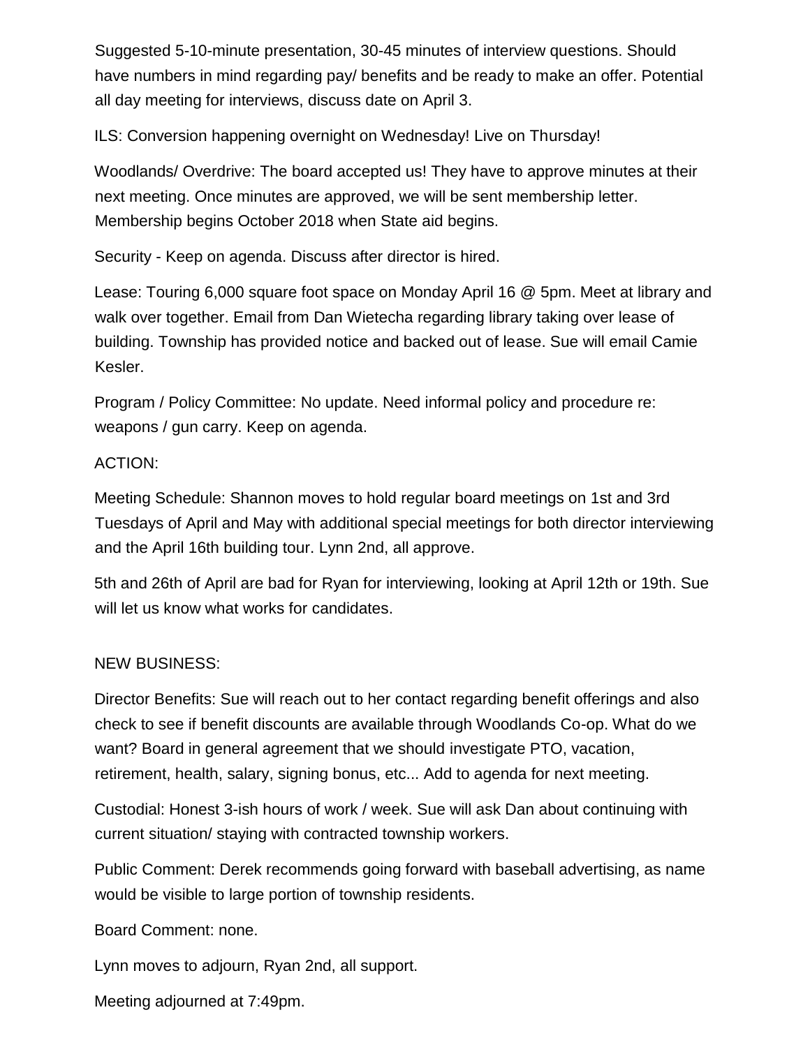Suggested 5-10-minute presentation, 30-45 minutes of interview questions. Should have numbers in mind regarding pay/ benefits and be ready to make an offer. Potential all day meeting for interviews, discuss date on April 3.

ILS: Conversion happening overnight on Wednesday! Live on Thursday!

Woodlands/ Overdrive: The board accepted us! They have to approve minutes at their next meeting. Once minutes are approved, we will be sent membership letter. Membership begins October 2018 when State aid begins.

Security - Keep on agenda. Discuss after director is hired.

Lease: Touring 6,000 square foot space on Monday April 16 @ 5pm. Meet at library and walk over together. Email from Dan Wietecha regarding library taking over lease of building. Township has provided notice and backed out of lease. Sue will email Camie Kesler.

Program / Policy Committee: No update. Need informal policy and procedure re: weapons / gun carry. Keep on agenda.

ACTION:

Meeting Schedule: Shannon moves to hold regular board meetings on 1st and 3rd Tuesdays of April and May with additional special meetings for both director interviewing and the April 16th building tour. Lynn 2nd, all approve.

5th and 26th of April are bad for Ryan for interviewing, looking at April 12th or 19th. Sue will let us know what works for candidates.

NEW BUSINESS:

Director Benefits: Sue will reach out to her contact regarding benefit offerings and also check to see if benefit discounts are available through Woodlands Co-op. What do we want? Board in general agreement that we should investigate PTO, vacation, retirement, health, salary, signing bonus, etc... Add to agenda for next meeting.

Custodial: Honest 3-ish hours of work / week. Sue will ask Dan about continuing with current situation/ staying with contracted township workers.

Public Comment: Derek recommends going forward with baseball advertising, as name would be visible to large portion of township residents.

Board Comment: none.

Lynn moves to adjourn, Ryan 2nd, all support.

Meeting adjourned at 7:49pm.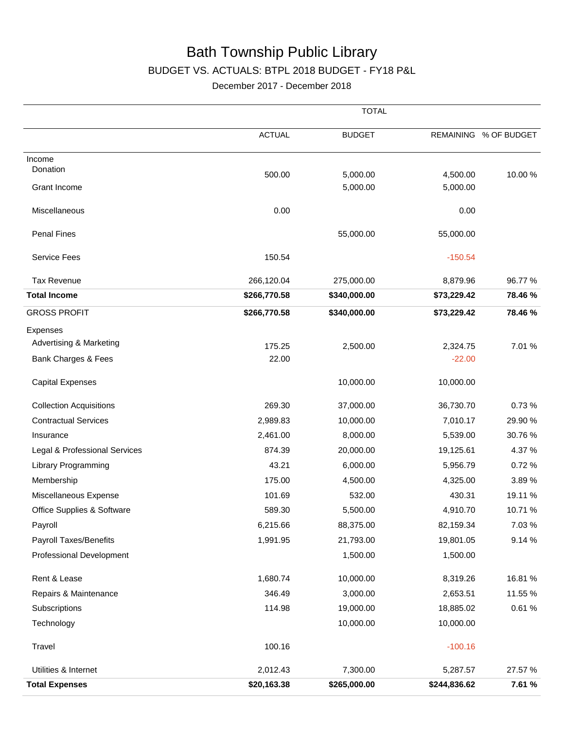# Bath Township Public Library

## BUDGET VS. ACTUALS: BTPL 2018 BUDGET - FY18 P&L

December 2017 - December 2018

| | TOTAL | | | |
|---|---|---|---|---|
| | ACTUAL | BUDGET | REMAINING | % OF BUDGET |
| Income | | | | |
| Donation | 500.00 | 5,000.00 | 4,500.00 | 10.00 % |
| Grant Income | | 5,000.00 | 5,000.00 | |
| Miscellaneous | 0.00 | | 0.00 | |
| Penal Fines | | 55,000.00 | 55,000.00 | |
| Service Fees | 150.54 | | -150.54 | |
| Tax Revenue | 266,120.04 | 275,000.00 | 8,879.96 | 96.77 % |
| **Total Income** | **$266,770.58** | **$340,000.00** | **$73,229.42** | **78.46 %** |
| GROSS PROFIT | **$266,770.58** | **$340,000.00** | **$73,229.42** | **78.46 %** |
| Expenses | | | | |
| Advertising & Marketing | 175.25 | 2,500.00 | 2,324.75 | 7.01 % |
| Bank Charges & Fees | 22.00 | | -22.00 | |
| Capital Expenses | | 10,000.00 | 10,000.00 | |
| Collection Acquisitions | 269.30 | 37,000.00 | 36,730.70 | 0.73 % |
| Contractual Services | 2,989.83 | 10,000.00 | 7,010.17 | 29.90 % |
| Insurance | 2,461.00 | 8,000.00 | 5,539.00 | 30.76 % |
| Legal & Professional Services | 874.39 | 20,000.00 | 19,125.61 | 4.37 % |
| Library Programming | 43.21 | 6,000.00 | 5,956.79 | 0.72 % |
| Membership | 175.00 | 4,500.00 | 4,325.00 | 3.89 % |
| Miscellaneous Expense | 101.69 | 532.00 | 430.31 | 19.11 % |
| Office Supplies & Software | 589.30 | 5,500.00 | 4,910.70 | 10.71 % |
| Payroll | 6,215.66 | 88,375.00 | 82,159.34 | 7.03 % |
| Payroll Taxes/Benefits | 1,991.95 | 21,793.00 | 19,801.05 | 9.14 % |
| Professional Development | | 1,500.00 | 1,500.00 | |
| Rent & Lease | 1,680.74 | 10,000.00 | 8,319.26 | 16.81 % |
| Repairs & Maintenance | 346.49 | 3,000.00 | 2,653.51 | 11.55 % |
| Subscriptions | 114.98 | 19,000.00 | 18,885.02 | 0.61 % |
| Technology | | 10,000.00 | 10,000.00 | |
| Travel | 100.16 | | -100.16 | |
| Utilities & Internet | 2,012.43 | 7,300.00 | 5,287.57 | 27.57 % |
| **Total Expenses** | **$20,163.38** | **$265,000.00** | **$244,836.62** | **7.61 %** |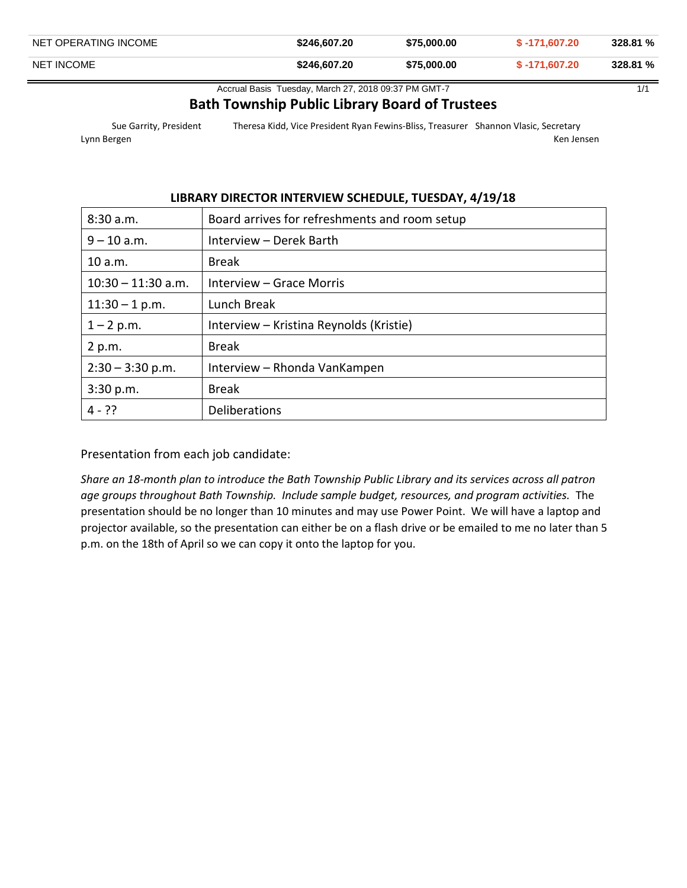| NET OPERATING INCOME | $246,607.20 | $75,000.00 | $ -171,607.20 | 328.81 % |
| --- | --- | --- | --- | --- |
| NET INCOME | $246,607.20 | $75,000.00 | $ -171,607.20 | 328.81 % |

Accrual Basis Tuesday, March 27, 2018 09:37 PM GMT-7

# Bath Township Public Library Board of Trustees

Sue Garrity, President Theresa Kidd, Vice President Ryan Fewins-Bliss, Treasurer Shannon Vlasic, Secretary
Lynn Bergen Ken Jensen

## LIBRARY DIRECTOR INTERVIEW SCHEDULE, TUESDAY, 4/19/18

| 8:30 a.m. | Board arrives for refreshments and room setup |
| --- | --- |
| 9 – 10 a.m. | Interview – Derek Barth |
| 10 a.m. | Break |
| 10:30 – 11:30 a.m. | Interview – Grace Morris |
| 11:30 – 1 p.m. | Lunch Break |
| 1 – 2 p.m. | Interview – Kristina Reynolds (Kristie) |
| 2 p.m. | Break |
| 2:30 – 3:30 p.m. | Interview – Rhonda VanKampen |
| 3:30 p.m. | Break |
| 4 - ?? | Deliberations |

Presentation from each job candidate:

*Share an 18-month plan to introduce the Bath Township Public Library and its services across all patron age groups throughout Bath Township. Include sample budget, resources, and program activities.* The presentation should be no longer than 10 minutes and may use Power Point. We will have a laptop and projector available, so the presentation can either be on a flash drive or be emailed to me no later than 5 p.m. on the 18th of April so we can copy it onto the laptop for you.